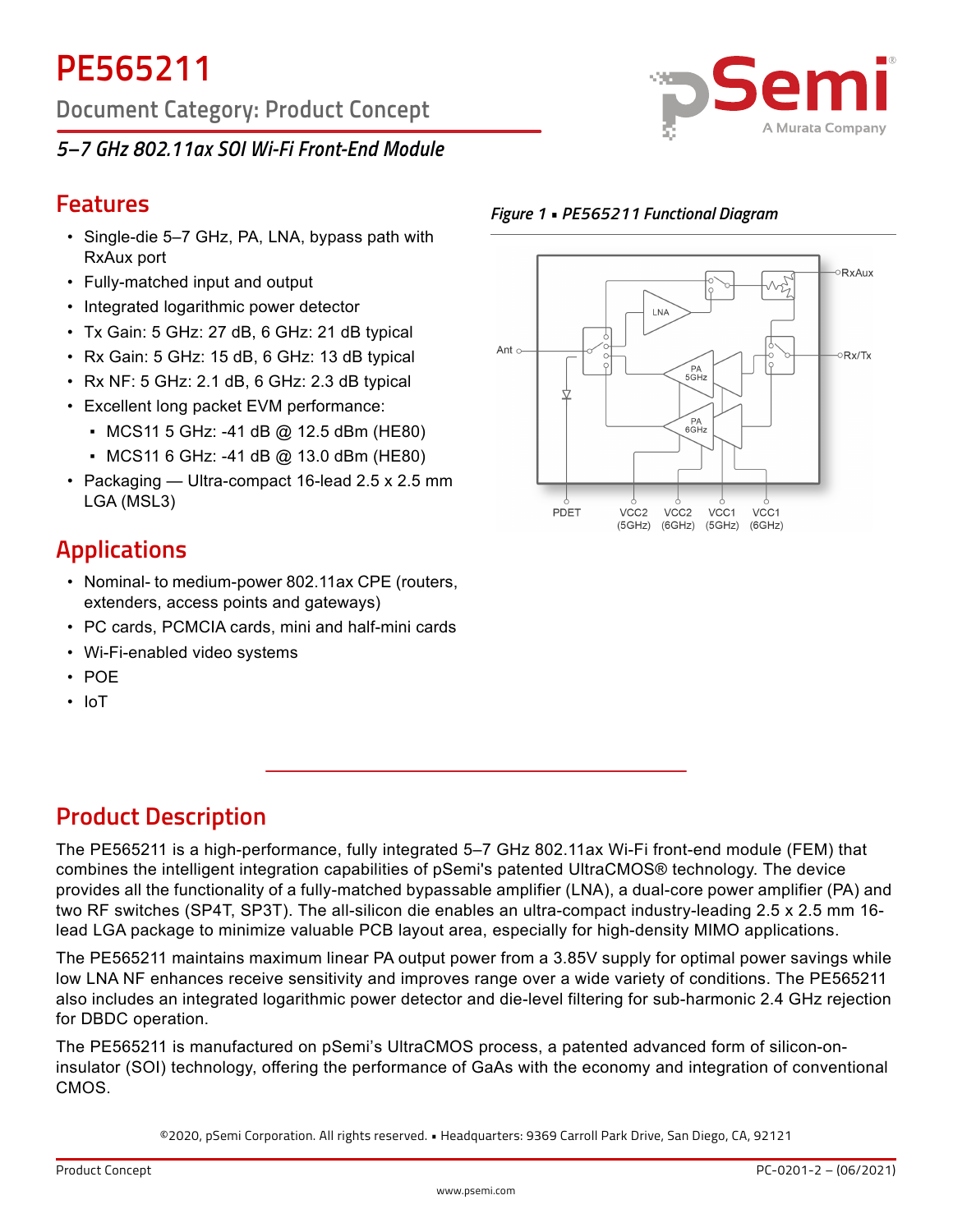# PE565211

Document Category: Product Concept

*5–7 GHz 802.11ax SOI Wi-Fi Front-End Module*

## Features

- Single-die 5–7 GHz, PA, LNA, bypass path with RxAux port
- Fully-matched input and output
- Integrated logarithmic power detector
- Tx Gain: 5 GHz: 27 dB, 6 GHz: 21 dB typical
- Rx Gain: 5 GHz: 15 dB, 6 GHz: 13 dB typical
- Rx NF: 5 GHz: 2.1 dB, 6 GHz: 2.3 dB typical
- Excellent long packet EVM performance:
  - MCS11 5 GHz: -41 dB @ 12.5 dBm (HE80)
  - MCS11 6 GHz: -41 dB @ 13.0 dBm (HE80)
- Packaging — Ultra-compact 16-lead 2.5 x 2.5 mm LGA (MSL3)

*Figure 1 ▪ PE565211 Functional Diagram*

## Applications

- Nominal- to medium-power 802.11ax CPE (routers, extenders, access points and gateways)
- PC cards, PCMCIA cards, mini and half-mini cards
- Wi-Fi-enabled video systems
- POE
- IoT

## Product Description

The PE565211 is a high-performance, fully integrated 5–7 GHz 802.11ax Wi-Fi front-end module (FEM) that combines the intelligent integration capabilities of pSemi's patented UltraCMOS® technology. The device provides all the functionality of a fully-matched bypassable amplifier (LNA), a dual-core power amplifier (PA) and two RF switches (SP4T, SP3T). The all-silicon die enables an ultra-compact industry-leading 2.5 x 2.5 mm 16-lead LGA package to minimize valuable PCB layout area, especially for high-density MIMO applications.

The PE565211 maintains maximum linear PA output power from a 3.85V supply for optimal power savings while low LNA NF enhances receive sensitivity and improves range over a wide variety of conditions. The PE565211 also includes an integrated logarithmic power detector and die-level filtering for sub-harmonic 2.4 GHz rejection for DBDC operation.

The PE565211 is manufactured on pSemi's UltraCMOS process, a patented advanced form of silicon-on-insulator (SOI) technology, offering the performance of GaAs with the economy and integration of conventional CMOS.

©2020, pSemi Corporation. All rights reserved. ▪ Headquarters: 9369 Carroll Park Drive, San Diego, CA, 92121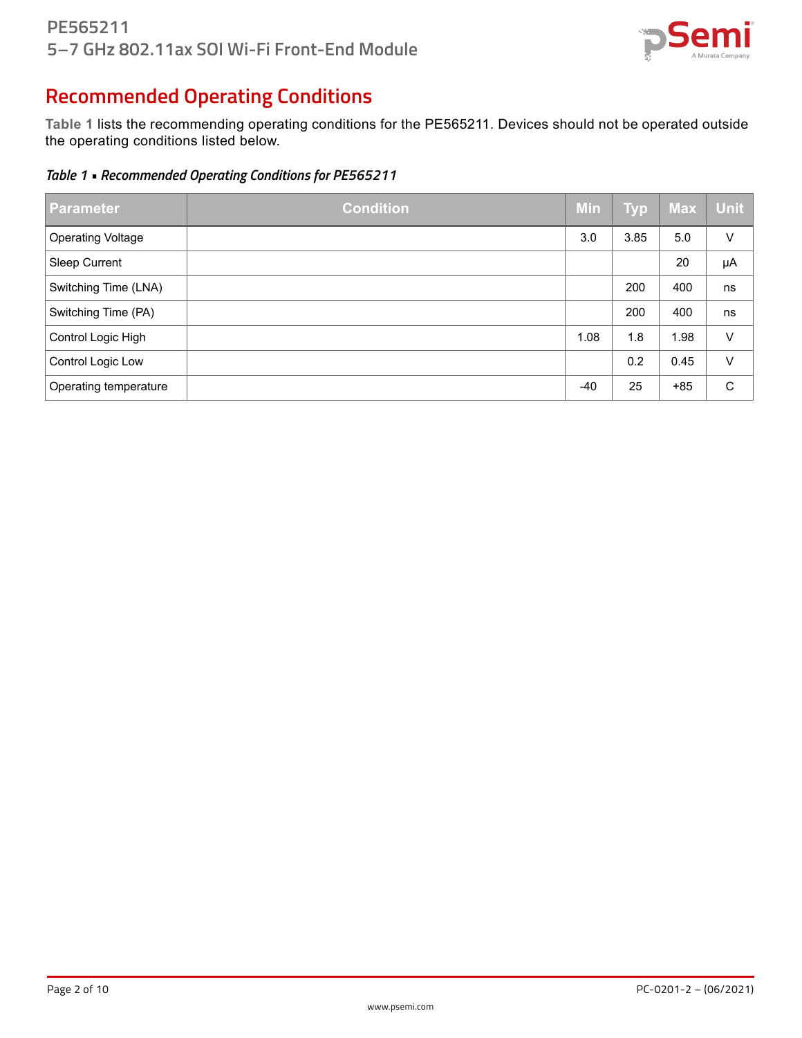# Recommended Operating Conditions

**Table 1** lists the recommending operating conditions for the PE565211. Devices should not be operated outside the operating conditions listed below.

***Table 1 ▪ Recommended Operating Conditions for PE565211***

| Parameter | Condition | Min | Typ | Max | Unit |
|---|---|---|---|---|---|
| Operating Voltage | | 3.0 | 3.85 | 5.0 | V |
| Sleep Current | | | | 20 | µA |
| Switching Time (LNA) | | | 200 | 400 | ns |
| Switching Time (PA) | | | 200 | 400 | ns |
| Control Logic High | | 1.08 | 1.8 | 1.98 | V |
| Control Logic Low | | | 0.2 | 0.45 | V |
| Operating temperature | | -40 | 25 | +85 | C |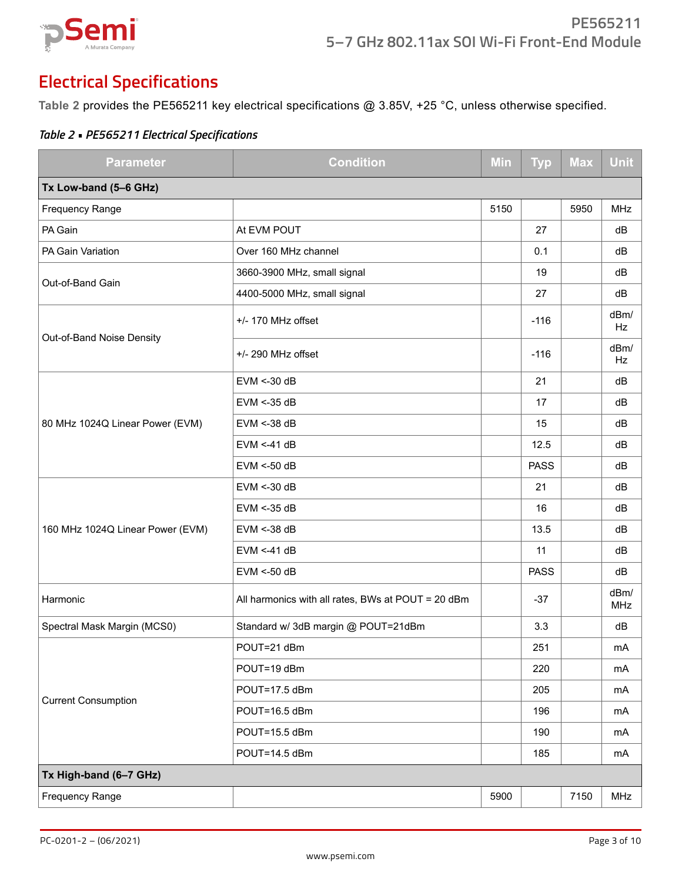# Electrical Specifications

**Table 2** provides the PE565211 key electrical specifications @ 3.85V, +25 °C, unless otherwise specified.

*Table 2 ▪ PE565211 Electrical Specifications*

| Parameter | Condition | Min | Typ | Max | Unit |
|---|---|---|---|---|---|
| **Tx Low-band (5–6 GHz)** | | | | | |
| Frequency Range | | 5150 | | 5950 | MHz |
| PA Gain | At EVM POUT | | 27 | | dB |
| PA Gain Variation | Over 160 MHz channel | | 0.1 | | dB |
| Out-of-Band Gain | 3660-3900 MHz, small signal | | 19 | | dB |
| | 4400-5000 MHz, small signal | | 27 | | dB |
| Out-of-Band Noise Density | +/- 170 MHz offset | | -116 | | dBm/Hz |
| | +/- 290 MHz offset | | -116 | | dBm/Hz |
| 80 MHz 1024Q Linear Power (EVM) | EVM <-30 dB | | 21 | | dB |
| | EVM <-35 dB | | 17 | | dB |
| | EVM <-38 dB | | 15 | | dB |
| | EVM <-41 dB | | 12.5 | | dB |
| | EVM <-50 dB | | PASS | | dB |
| 160 MHz 1024Q Linear Power (EVM) | EVM <-30 dB | | 21 | | dB |
| | EVM <-35 dB | | 16 | | dB |
| | EVM <-38 dB | | 13.5 | | dB |
| | EVM <-41 dB | | 11 | | dB |
| | EVM <-50 dB | | PASS | | dB |
| Harmonic | All harmonics with all rates, BWs at POUT = 20 dBm | | -37 | | dBm/MHz |
| Spectral Mask Margin (MCS0) | Standard w/ 3dB margin @ POUT=21dBm | | 3.3 | | dB |
| Current Consumption | POUT=21 dBm | | 251 | | mA |
| | POUT=19 dBm | | 220 | | mA |
| | POUT=17.5 dBm | | 205 | | mA |
| | POUT=16.5 dBm | | 196 | | mA |
| | POUT=15.5 dBm | | 190 | | mA |
| | POUT=14.5 dBm | | 185 | | mA |
| **Tx High-band (6–7 GHz)** | | | | | |
| Frequency Range | | 5900 | | 7150 | MHz |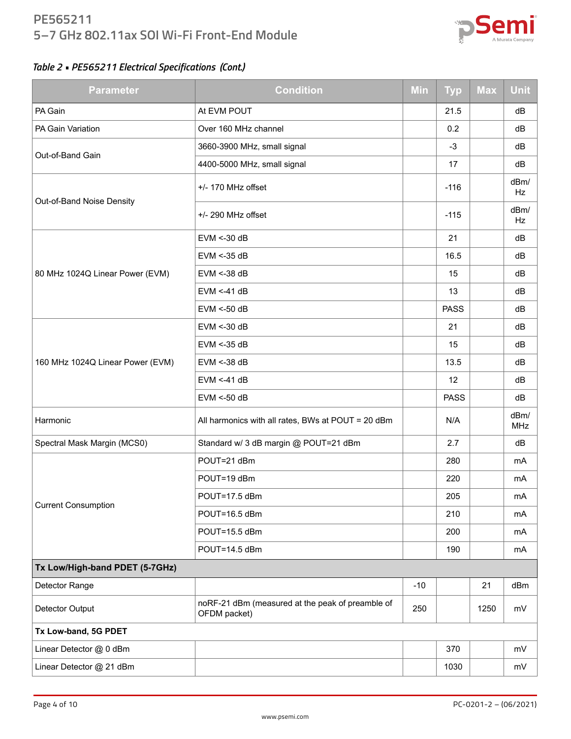*Table 2 ▪ PE565211 Electrical Specifications (Cont.)*

| Parameter | Condition | Min | Typ | Max | Unit |
|---|---|---|---|---|---|
| PA Gain | At EVM POUT | | 21.5 | | dB |
| PA Gain Variation | Over 160 MHz channel | | 0.2 | | dB |
| Out-of-Band Gain | 3660-3900 MHz, small signal | | -3 | | dB |
| | 4400-5000 MHz, small signal | | 17 | | dB |
| Out-of-Band Noise Density | +/- 170 MHz offset | | -116 | | dBm/Hz |
| | +/- 290 MHz offset | | -115 | | dBm/Hz |
| 80 MHz 1024Q Linear Power (EVM) | EVM <-30 dB | | 21 | | dB |
| | EVM <-35 dB | | 16.5 | | dB |
| | EVM <-38 dB | | 15 | | dB |
| | EVM <-41 dB | | 13 | | dB |
| | EVM <-50 dB | | PASS | | dB |
| 160 MHz 1024Q Linear Power (EVM) | EVM <-30 dB | | 21 | | dB |
| | EVM <-35 dB | | 15 | | dB |
| | EVM <-38 dB | | 13.5 | | dB |
| | EVM <-41 dB | | 12 | | dB |
| | EVM <-50 dB | | PASS | | dB |
| Harmonic | All harmonics with all rates, BWs at POUT = 20 dBm | | N/A | | dBm/MHz |
| Spectral Mask Margin (MCS0) | Standard w/ 3 dB margin @ POUT=21 dBm | | 2.7 | | dB |
| Current Consumption | POUT=21 dBm | | 280 | | mA |
| | POUT=19 dBm | | 220 | | mA |
| | POUT=17.5 dBm | | 205 | | mA |
| | POUT=16.5 dBm | | 210 | | mA |
| | POUT=15.5 dBm | | 200 | | mA |
| | POUT=14.5 dBm | | 190 | | mA |
| **Tx Low/High-band PDET (5-7GHz)** | | | | | |
| Detector Range | | -10 | | 21 | dBm |
| Detector Output | noRF-21 dBm (measured at the peak of preamble of OFDM packet) | 250 | | 1250 | mV |
| **Tx Low-band, 5G PDET** | | | | | |
| Linear Detector @ 0 dBm | | | 370 | | mV |
| Linear Detector @ 21 dBm | | | 1030 | | mV |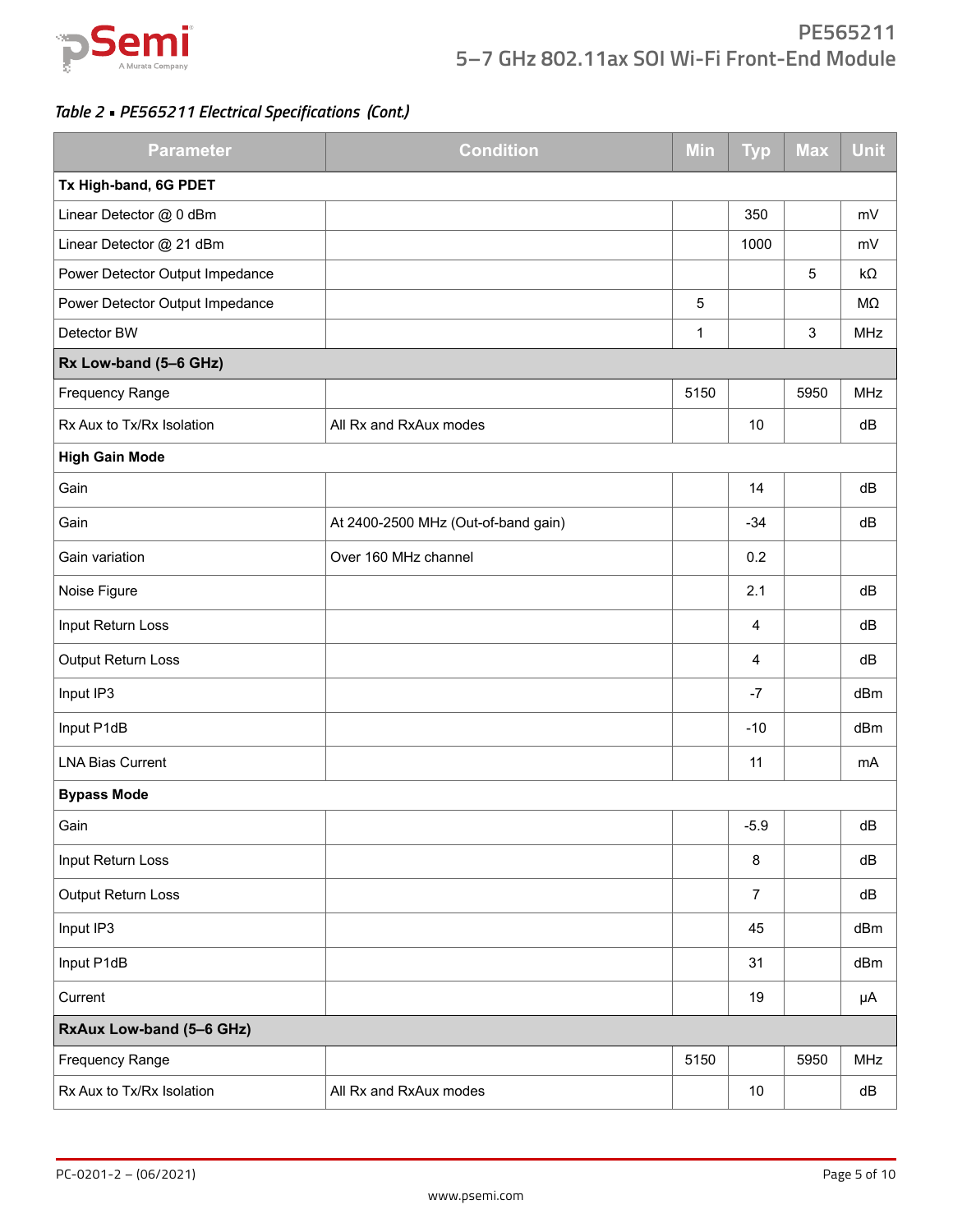*Table 2 • PE565211 Electrical Specifications (Cont.)*

| Parameter | Condition | Min | Typ | Max | Unit |
|---|---|---|---|---|---|
| **Tx High-band, 6G PDET** | | | | | |
| Linear Detector @ 0 dBm | | | 350 | | mV |
| Linear Detector @ 21 dBm | | | 1000 | | mV |
| Power Detector Output Impedance | | | | 5 | kΩ |
| Power Detector Output Impedance | | 5 | | | MΩ |
| Detector BW | | 1 | | 3 | MHz |
| **Rx Low-band (5–6 GHz)** | | | | | |
| Frequency Range | | 5150 | | 5950 | MHz |
| Rx Aux to Tx/Rx Isolation | All Rx and RxAux modes | | 10 | | dB |
| **High Gain Mode** | | | | | |
| Gain | | | 14 | | dB |
| Gain | At 2400-2500 MHz (Out-of-band gain) | | -34 | | dB |
| Gain variation | Over 160 MHz channel | | 0.2 | | |
| Noise Figure | | | 2.1 | | dB |
| Input Return Loss | | | 4 | | dB |
| Output Return Loss | | | 4 | | dB |
| Input IP3 | | | -7 | | dBm |
| Input P1dB | | | -10 | | dBm |
| LNA Bias Current | | | 11 | | mA |
| **Bypass Mode** | | | | | |
| Gain | | | -5.9 | | dB |
| Input Return Loss | | | 8 | | dB |
| Output Return Loss | | | 7 | | dB |
| Input IP3 | | | 45 | | dBm |
| Input P1dB | | | 31 | | dBm |
| Current | | | 19 | | µA |
| **RxAux Low-band (5–6 GHz)** | | | | | |
| Frequency Range | | 5150 | | 5950 | MHz |
| Rx Aux to Tx/Rx Isolation | All Rx and RxAux modes | | 10 | | dB |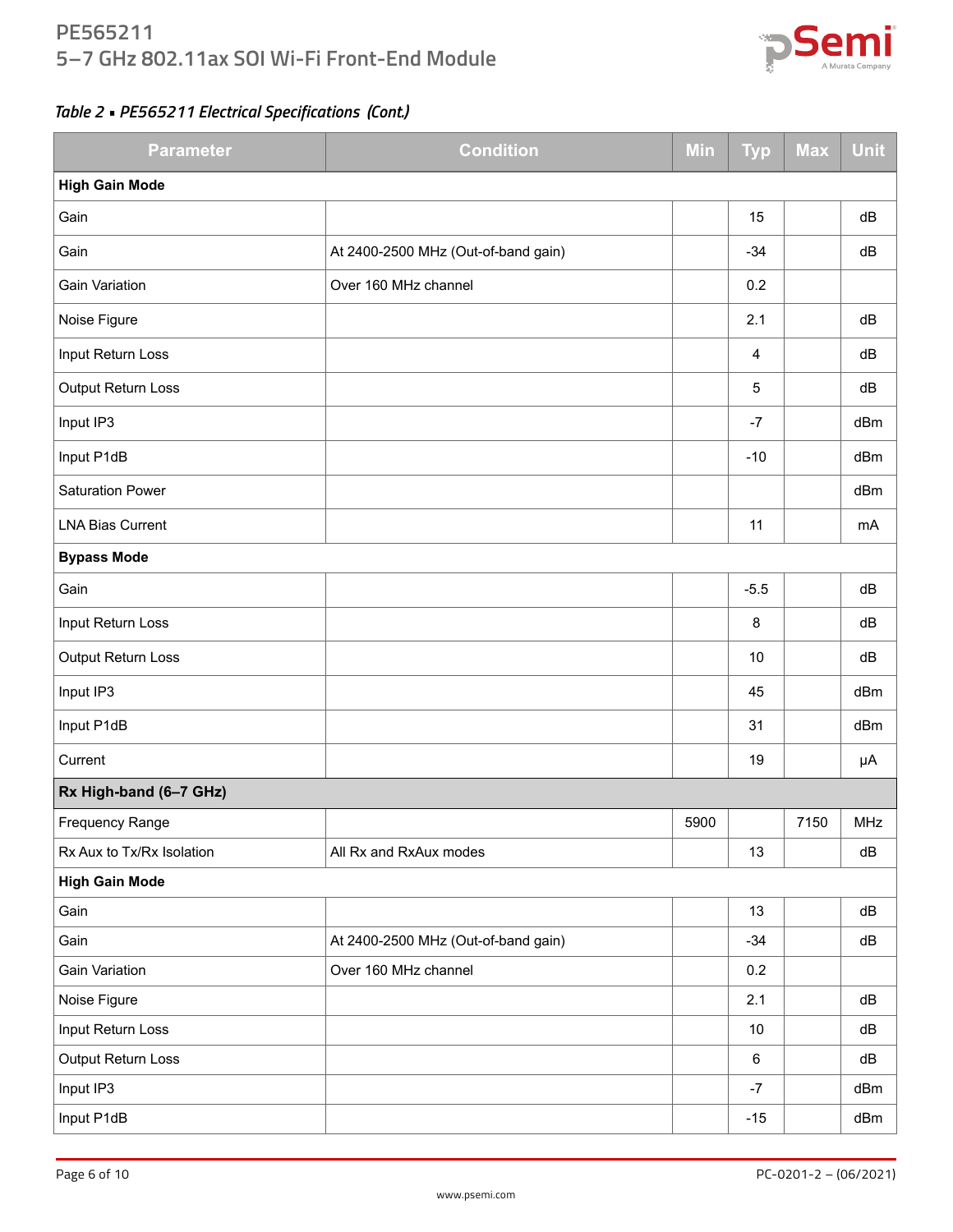*Table 2 • PE565211 Electrical Specifications (Cont.)*

| Parameter | Condition | Min | Typ | Max | Unit |
|---|---|---|---|---|---|
| **High Gain Mode** | | | | | |
| Gain | | | 15 | | dB |
| Gain | At 2400-2500 MHz (Out-of-band gain) | | -34 | | dB |
| Gain Variation | Over 160 MHz channel | | 0.2 | | |
| Noise Figure | | | 2.1 | | dB |
| Input Return Loss | | | 4 | | dB |
| Output Return Loss | | | 5 | | dB |
| Input IP3 | | | -7 | | dBm |
| Input P1dB | | | -10 | | dBm |
| Saturation Power | | | | | dBm |
| LNA Bias Current | | | 11 | | mA |
| **Bypass Mode** | | | | | |
| Gain | | | -5.5 | | dB |
| Input Return Loss | | | 8 | | dB |
| Output Return Loss | | | 10 | | dB |
| Input IP3 | | | 45 | | dBm |
| Input P1dB | | | 31 | | dBm |
| Current | | | 19 | | µA |
| **Rx High-band (6–7 GHz)** | | | | | |
| Frequency Range | | 5900 | | 7150 | MHz |
| Rx Aux to Tx/Rx Isolation | All Rx and RxAux modes | | 13 | | dB |
| **High Gain Mode** | | | | | |
| Gain | | | 13 | | dB |
| Gain | At 2400-2500 MHz (Out-of-band gain) | | -34 | | dB |
| Gain Variation | Over 160 MHz channel | | 0.2 | | |
| Noise Figure | | | 2.1 | | dB |
| Input Return Loss | | | 10 | | dB |
| Output Return Loss | | | 6 | | dB |
| Input IP3 | | | -7 | | dBm |
| Input P1dB | | | -15 | | dBm |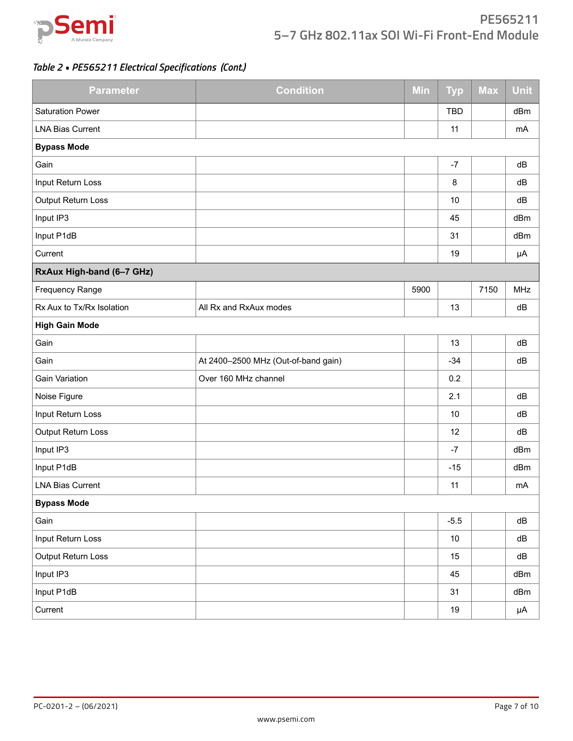*Table 2 ▪ PE565211 Electrical Specifications (Cont.)*

| Parameter | Condition | Min | Typ | Max | Unit |
|---|---|---|---|---|---|
| Saturation Power | | | TBD | | dBm |
| LNA Bias Current | | | 11 | | mA |
| **Bypass Mode** | | | | | |
| Gain | | | -7 | | dB |
| Input Return Loss | | | 8 | | dB |
| Output Return Loss | | | 10 | | dB |
| Input IP3 | | | 45 | | dBm |
| Input P1dB | | | 31 | | dBm |
| Current | | | 19 | | µA |
| **RxAux High-band (6–7 GHz)** | | | | | |
| Frequency Range | | 5900 | | 7150 | MHz |
| Rx Aux to Tx/Rx Isolation | All Rx and RxAux modes | | 13 | | dB |
| **High Gain Mode** | | | | | |
| Gain | | | 13 | | dB |
| Gain | At 2400–2500 MHz (Out-of-band gain) | | -34 | | dB |
| Gain Variation | Over 160 MHz channel | | 0.2 | | |
| Noise Figure | | | 2.1 | | dB |
| Input Return Loss | | | 10 | | dB |
| Output Return Loss | | | 12 | | dB |
| Input IP3 | | | -7 | | dBm |
| Input P1dB | | | -15 | | dBm |
| LNA Bias Current | | | 11 | | mA |
| **Bypass Mode** | | | | | |
| Gain | | | -5.5 | | dB |
| Input Return Loss | | | 10 | | dB |
| Output Return Loss | | | 15 | | dB |
| Input IP3 | | | 45 | | dBm |
| Input P1dB | | | 31 | | dBm |
| Current | | | 19 | | µA |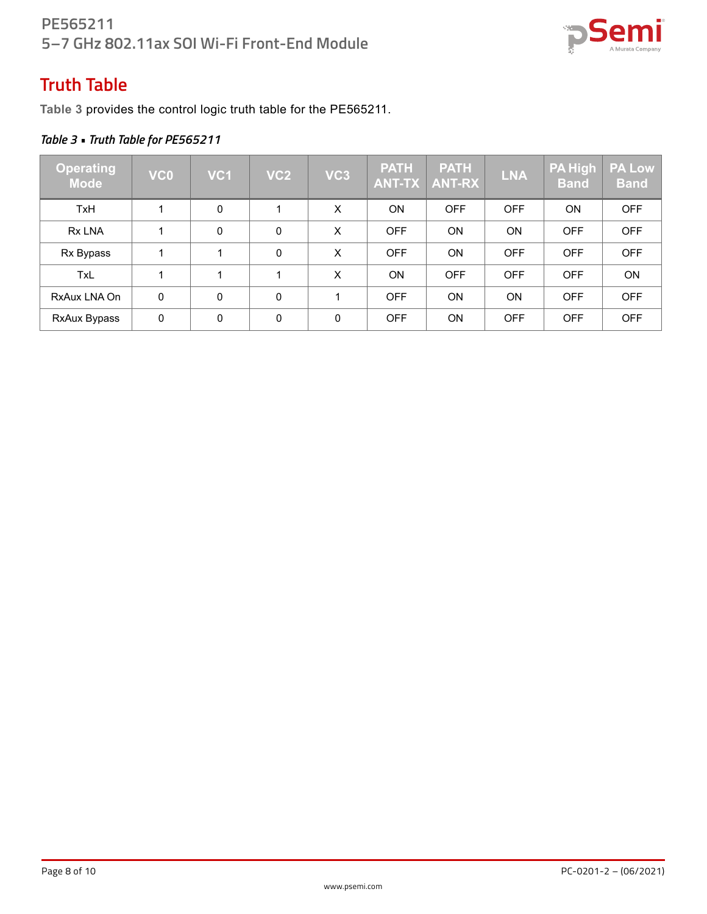## Truth Table

**Table 3** provides the control logic truth table for the PE565211.

*Table 3 ▪ Truth Table for PE565211*

| Operating Mode | VC0 | VC1 | VC2 | VC3 | PATH ANT-TX | PATH ANT-RX | LNA | PA High Band | PA Low Band |
|---|---|---|---|---|---|---|---|---|---|
| TxH | 1 | 0 | 1 | X | ON | OFF | OFF | ON | OFF |
| Rx LNA | 1 | 0 | 0 | X | OFF | ON | ON | OFF | OFF |
| Rx Bypass | 1 | 1 | 0 | X | OFF | ON | OFF | OFF | OFF |
| TxL | 1 | 1 | 1 | X | ON | OFF | OFF | OFF | ON |
| RxAux LNA On | 0 | 0 | 0 | 1 | OFF | ON | ON | OFF | OFF |
| RxAux Bypass | 0 | 0 | 0 | 0 | OFF | ON | OFF | OFF | OFF |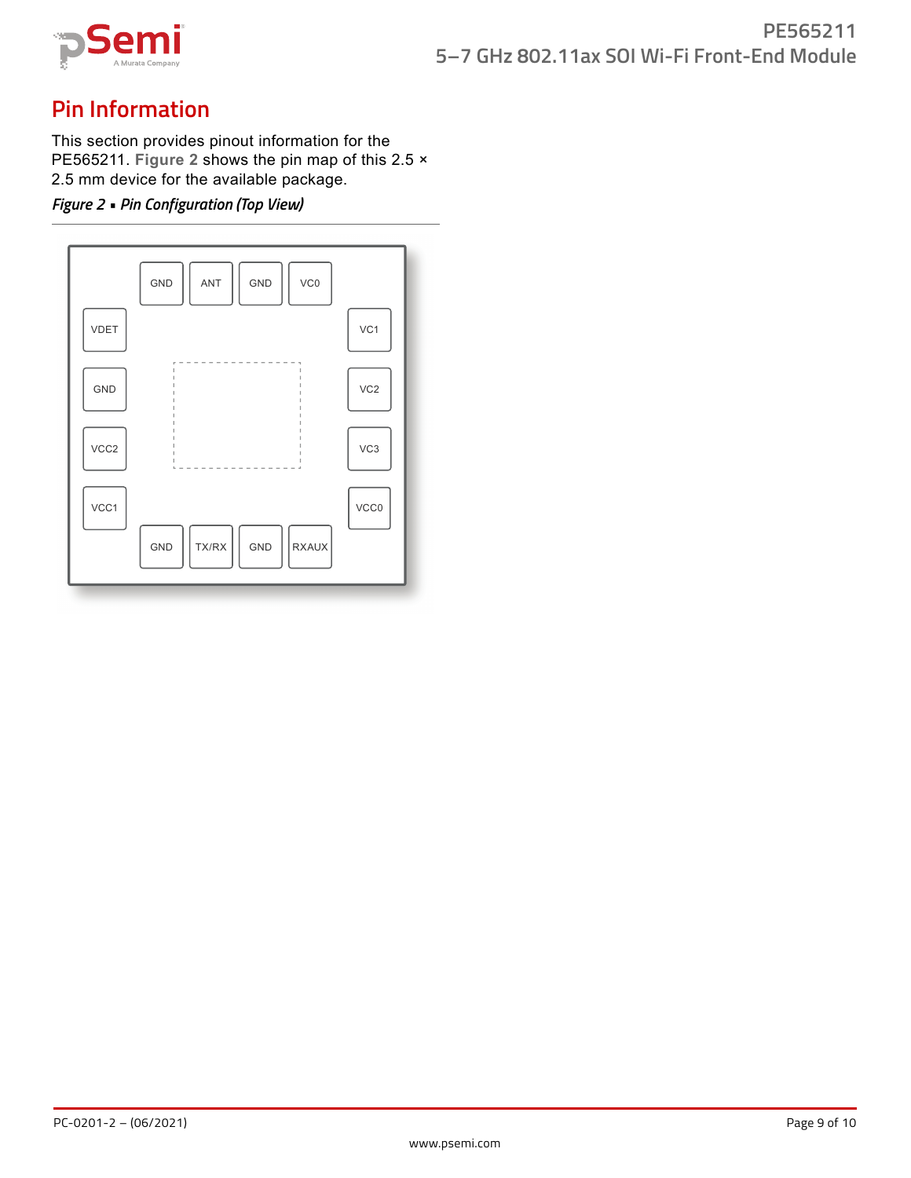## Pin Information

This section provides pinout information for the PE565211. **Figure 2** shows the pin map of this 2.5 × 2.5 mm device for the available package.

***Figure 2 • Pin Configuration (Top View)***

| | | | | | |
|---|---|---|---|---|---|
| | GND | ANT | GND | VC0 | |
| VDET | | | | | VC1 |
| GND | | | | | VC2 |
| VCC2 | | | | | VC3 |
| VCC1 | | | | | VCC0 |
| | GND | TX/RX | GND | RXAUX | |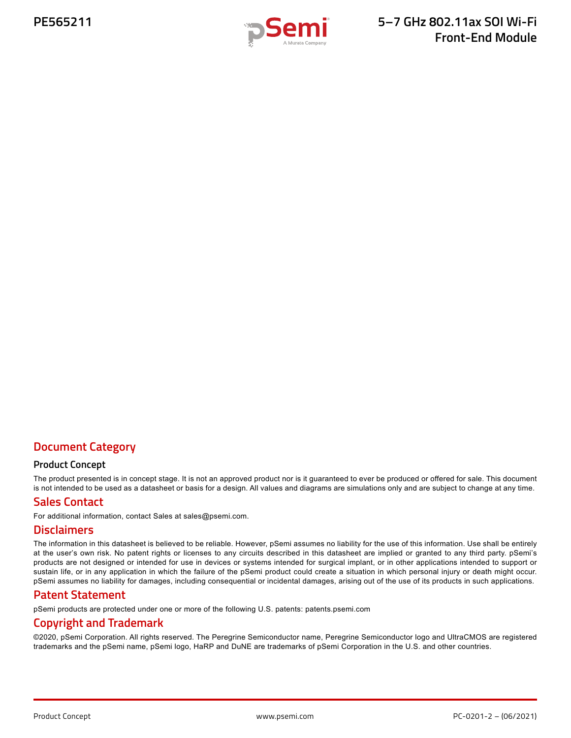## Document Category

### Product Concept

The product presented is in concept stage. It is not an approved product nor is it guaranteed to ever be produced or offered for sale. This document is not intended to be used as a datasheet or basis for a design. All values and diagrams are simulations only and are subject to change at any time.

## Sales Contact

For additional information, contact Sales at sales@psemi.com.

## Disclaimers

The information in this datasheet is believed to be reliable. However, pSemi assumes no liability for the use of this information. Use shall be entirely at the user's own risk. No patent rights or licenses to any circuits described in this datasheet are implied or granted to any third party. pSemi's products are not designed or intended for use in devices or systems intended for surgical implant, or in other applications intended to support or sustain life, or in any application in which the failure of the pSemi product could create a situation in which personal injury or death might occur. pSemi assumes no liability for damages, including consequential or incidental damages, arising out of the use of its products in such applications.

## Patent Statement

pSemi products are protected under one or more of the following U.S. patents: patents.psemi.com

## Copyright and Trademark

©2020, pSemi Corporation. All rights reserved. The Peregrine Semiconductor name, Peregrine Semiconductor logo and UltraCMOS are registered trademarks and the pSemi name, pSemi logo, HaRP and DuNE are trademarks of pSemi Corporation in the U.S. and other countries.